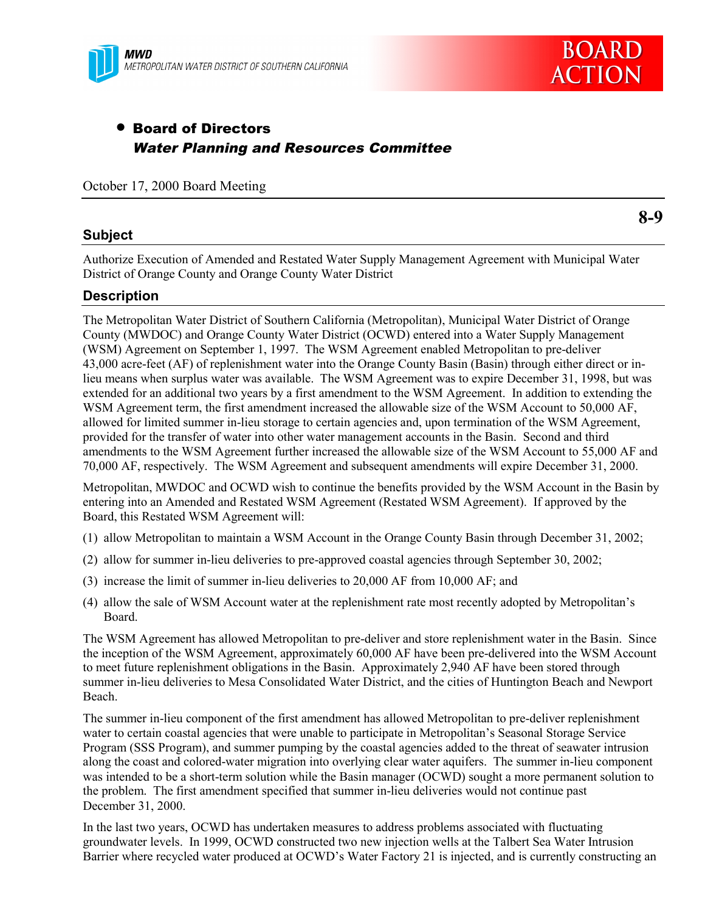MWD
METROPOLITAN WATER DISTRICT OF SOUTHERN CALIFORNIA

BOARD ACTION

- **Board of Directors**
  ***Water Planning and Resources Committee***

October 17, 2000 Board Meeting

**8-9**

## Subject

Authorize Execution of Amended and Restated Water Supply Management Agreement with Municipal Water District of Orange County and Orange County Water District

## Description

The Metropolitan Water District of Southern California (Metropolitan), Municipal Water District of Orange County (MWDOC) and Orange County Water District (OCWD) entered into a Water Supply Management (WSM) Agreement on September 1, 1997. The WSM Agreement enabled Metropolitan to pre-deliver 43,000 acre-feet (AF) of replenishment water into the Orange County Basin (Basin) through either direct or in-lieu means when surplus water was available. The WSM Agreement was to expire December 31, 1998, but was extended for an additional two years by a first amendment to the WSM Agreement. In addition to extending the WSM Agreement term, the first amendment increased the allowable size of the WSM Account to 50,000 AF, allowed for limited summer in-lieu storage to certain agencies and, upon termination of the WSM Agreement, provided for the transfer of water into other water management accounts in the Basin. Second and third amendments to the WSM Agreement further increased the allowable size of the WSM Account to 55,000 AF and 70,000 AF, respectively. The WSM Agreement and subsequent amendments will expire December 31, 2000.

Metropolitan, MWDOC and OCWD wish to continue the benefits provided by the WSM Account in the Basin by entering into an Amended and Restated WSM Agreement (Restated WSM Agreement). If approved by the Board, this Restated WSM Agreement will:

(1) allow Metropolitan to maintain a WSM Account in the Orange County Basin through December 31, 2002;

(2) allow for summer in-lieu deliveries to pre-approved coastal agencies through September 30, 2002;

(3) increase the limit of summer in-lieu deliveries to 20,000 AF from 10,000 AF; and

(4) allow the sale of WSM Account water at the replenishment rate most recently adopted by Metropolitan's Board.

The WSM Agreement has allowed Metropolitan to pre-deliver and store replenishment water in the Basin. Since the inception of the WSM Agreement, approximately 60,000 AF have been pre-delivered into the WSM Account to meet future replenishment obligations in the Basin. Approximately 2,940 AF have been stored through summer in-lieu deliveries to Mesa Consolidated Water District, and the cities of Huntington Beach and Newport Beach.

The summer in-lieu component of the first amendment has allowed Metropolitan to pre-deliver replenishment water to certain coastal agencies that were unable to participate in Metropolitan's Seasonal Storage Service Program (SSS Program), and summer pumping by the coastal agencies added to the threat of seawater intrusion along the coast and colored-water migration into overlying clear water aquifers. The summer in-lieu component was intended to be a short-term solution while the Basin manager (OCWD) sought a more permanent solution to the problem. The first amendment specified that summer in-lieu deliveries would not continue past December 31, 2000.

In the last two years, OCWD has undertaken measures to address problems associated with fluctuating groundwater levels. In 1999, OCWD constructed two new injection wells at the Talbert Sea Water Intrusion Barrier where recycled water produced at OCWD's Water Factory 21 is injected, and is currently constructing an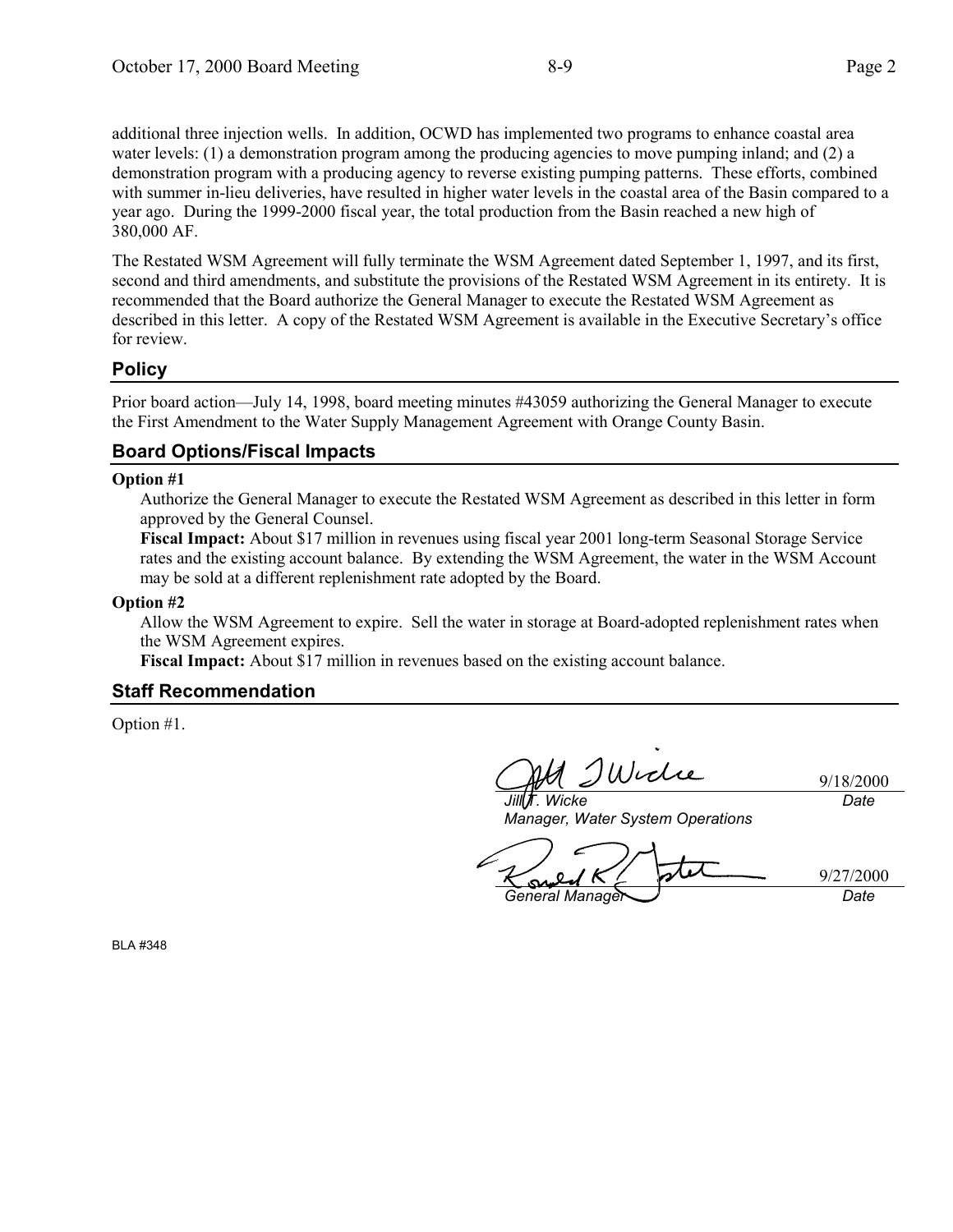additional three injection wells. In addition, OCWD has implemented two programs to enhance coastal area water levels: (1) a demonstration program among the producing agencies to move pumping inland; and (2) a demonstration program with a producing agency to reverse existing pumping patterns. These efforts, combined with summer in-lieu deliveries, have resulted in higher water levels in the coastal area of the Basin compared to a year ago. During the 1999-2000 fiscal year, the total production from the Basin reached a new high of 380,000 AF.

The Restated WSM Agreement will fully terminate the WSM Agreement dated September 1, 1997, and its first, second and third amendments, and substitute the provisions of the Restated WSM Agreement in its entirety. It is recommended that the Board authorize the General Manager to execute the Restated WSM Agreement as described in this letter. A copy of the Restated WSM Agreement is available in the Executive Secretary's office for review.

## Policy

Prior board action—July 14, 1998, board meeting minutes #43059 authorizing the General Manager to execute the First Amendment to the Water Supply Management Agreement with Orange County Basin.

## Board Options/Fiscal Impacts

**Option #1**

Authorize the General Manager to execute the Restated WSM Agreement as described in this letter in form approved by the General Counsel.

**Fiscal Impact:** About $17 million in revenues using fiscal year 2001 long-term Seasonal Storage Service rates and the existing account balance. By extending the WSM Agreement, the water in the WSM Account may be sold at a different replenishment rate adopted by the Board.

**Option #2**

Allow the WSM Agreement to expire. Sell the water in storage at Board-adopted replenishment rates when the WSM Agreement expires.

**Fiscal Impact:** About $17 million in revenues based on the existing account balance.

## Staff Recommendation

Option #1.

Jill T. Wicke — 9/18/2000

*Jill T. Wicke* — *Date*
*Manager, Water System Operations*

Ronald R. Gastelum — 9/27/2000

*General Manager* — *Date*

BLA #348